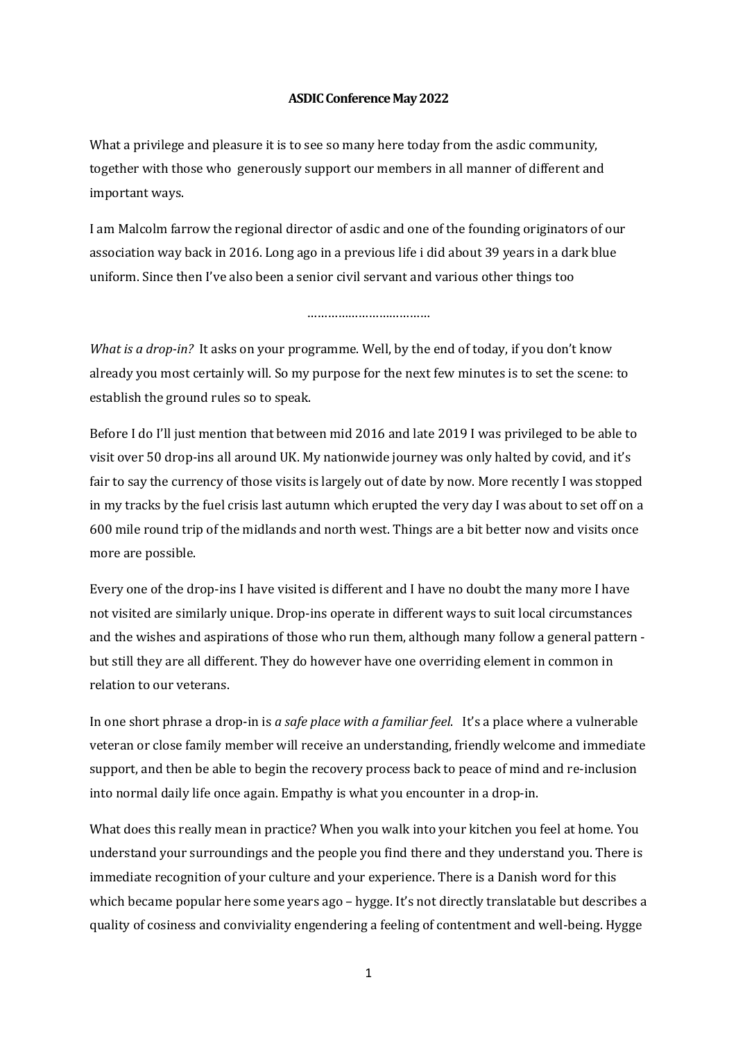**ASDIC Conference May 2022**

What a privilege and pleasure it is to see so many here today from the asdic community, together with those who generously support our members in all manner of different and important ways.

I am Malcolm farrow the regional director of asdic and one of the founding originators of our association way back in 2016. Long ago in a previous life i did about 39 years in a dark blue uniform. Since then I've also been a senior civil servant and various other things too

………………………………

*What is a drop-in?* It asks on your programme. Well, by the end of today, if you don't know already you most certainly will. So my purpose for the next few minutes is to set the scene: to establish the ground rules so to speak.

Before I do I'll just mention that between mid 2016 and late 2019 I was privileged to be able to visit over 50 drop-ins all around UK. My nationwide journey was only halted by covid, and it's fair to say the currency of those visits is largely out of date by now. More recently I was stopped in my tracks by the fuel crisis last autumn which erupted the very day I was about to set off on a 600 mile round trip of the midlands and north west. Things are a bit better now and visits once more are possible.

Every one of the drop-ins I have visited is different and I have no doubt the many more I have not visited are similarly unique. Drop-ins operate in different ways to suit local circumstances and the wishes and aspirations of those who run them, although many follow a general pattern - but still they are all different. They do however have one overriding element in common in relation to our veterans.

In one short phrase a drop-in is *a safe place with a familiar feel*. It's a place where a vulnerable veteran or close family member will receive an understanding, friendly welcome and immediate support, and then be able to begin the recovery process back to peace of mind and re-inclusion into normal daily life once again. Empathy is what you encounter in a drop-in.

What does this really mean in practice? When you walk into your kitchen you feel at home. You understand your surroundings and the people you find there and they understand you. There is immediate recognition of your culture and your experience. There is a Danish word for this which became popular here some years ago – hygge. It's not directly translatable but describes a quality of cosiness and conviviality engendering a feeling of contentment and well-being. Hygge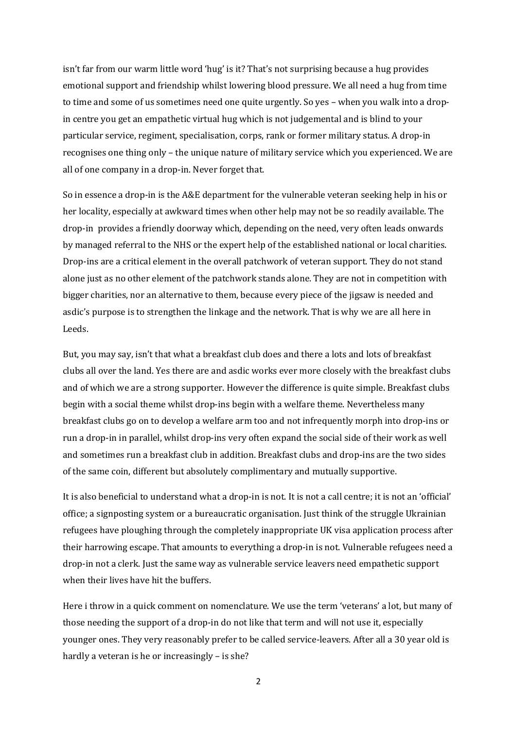isn't far from our warm little word 'hug' is it? That's not surprising because a hug provides emotional support and friendship whilst lowering blood pressure. We all need a hug from time to time and some of us sometimes need one quite urgently. So yes – when you walk into a drop-in centre you get an empathetic virtual hug which is not judgemental and is blind to your particular service, regiment, specialisation, corps, rank or former military status. A drop-in recognises one thing only – the unique nature of military service which you experienced. We are all of one company in a drop-in. Never forget that.

So in essence a drop-in is the A&E department for the vulnerable veteran seeking help in his or her locality, especially at awkward times when other help may not be so readily available. The drop-in provides a friendly doorway which, depending on the need, very often leads onwards by managed referral to the NHS or the expert help of the established national or local charities. Drop-ins are a critical element in the overall patchwork of veteran support. They do not stand alone just as no other element of the patchwork stands alone. They are not in competition with bigger charities, nor an alternative to them, because every piece of the jigsaw is needed and asdic's purpose is to strengthen the linkage and the network. That is why we are all here in Leeds.

But, you may say, isn't that what a breakfast club does and there a lots and lots of breakfast clubs all over the land. Yes there are and asdic works ever more closely with the breakfast clubs and of which we are a strong supporter. However the difference is quite simple. Breakfast clubs begin with a social theme whilst drop-ins begin with a welfare theme. Nevertheless many breakfast clubs go on to develop a welfare arm too and not infrequently morph into drop-ins or run a drop-in in parallel, whilst drop-ins very often expand the social side of their work as well and sometimes run a breakfast club in addition. Breakfast clubs and drop-ins are the two sides of the same coin, different but absolutely complimentary and mutually supportive.

It is also beneficial to understand what a drop-in is not. It is not a call centre; it is not an 'official' office; a signposting system or a bureaucratic organisation. Just think of the struggle Ukrainian refugees have ploughing through the completely inappropriate UK visa application process after their harrowing escape. That amounts to everything a drop-in is not. Vulnerable refugees need a drop-in not a clerk. Just the same way as vulnerable service leavers need empathetic support when their lives have hit the buffers.

Here i throw in a quick comment on nomenclature. We use the term 'veterans' a lot, but many of those needing the support of a drop-in do not like that term and will not use it, especially younger ones. They very reasonably prefer to be called service-leavers. After all a 30 year old is hardly a veteran is he or increasingly – is she?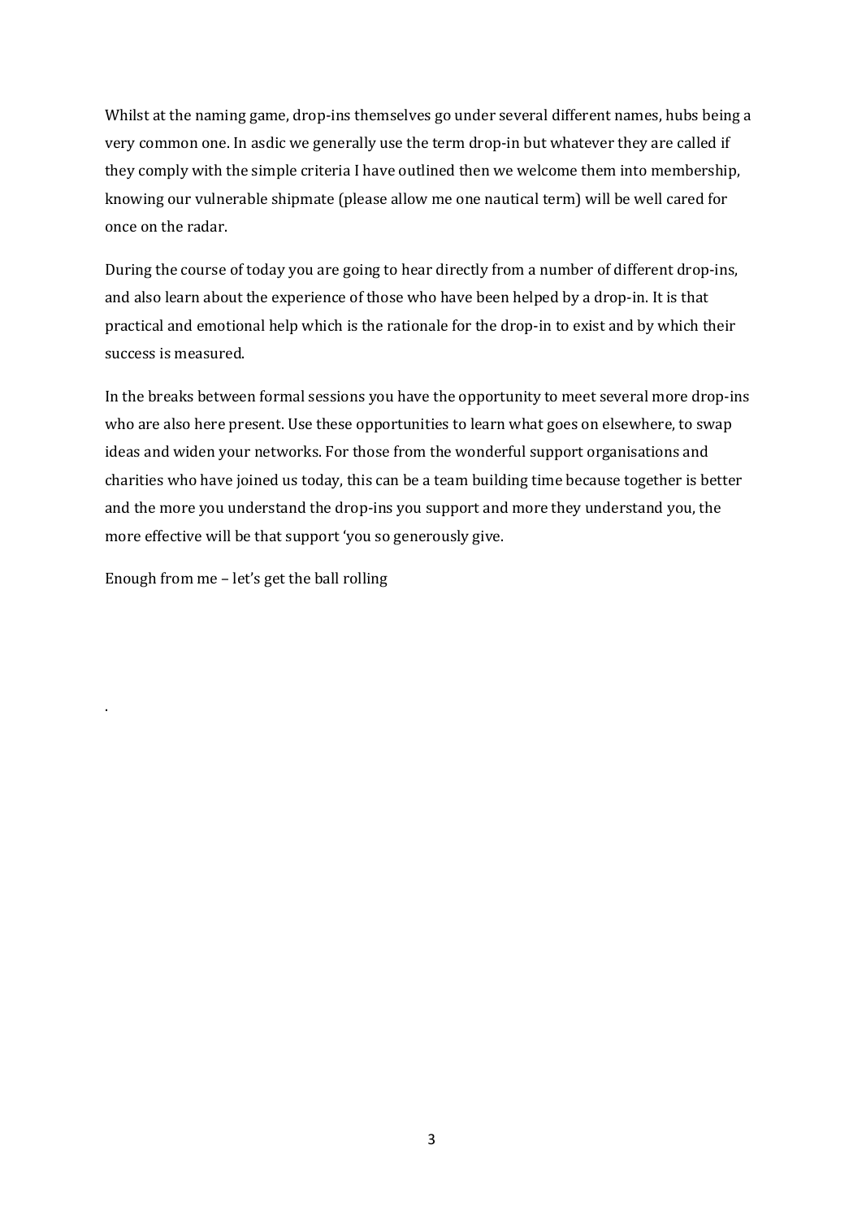Whilst at the naming game, drop-ins themselves go under several different names, hubs being a very common one. In asdic we generally use the term drop-in but whatever they are called if they comply with the simple criteria I have outlined then we welcome them into membership, knowing our vulnerable shipmate (please allow me one nautical term) will be well cared for once on the radar.

During the course of today you are going to hear directly from a number of different drop-ins, and also learn about the experience of those who have been helped by a drop-in. It is that practical and emotional help which is the rationale for the drop-in to exist and by which their success is measured.

In the breaks between formal sessions you have the opportunity to meet several more drop-ins who are also here present. Use these opportunities to learn what goes on elsewhere, to swap ideas and widen your networks. For those from the wonderful support organisations and charities who have joined us today, this can be a team building time because together is better and the more you understand the drop-ins you support and more they understand you, the more effective will be that support 'you so generously give.

Enough from me – let's get the ball rolling

.